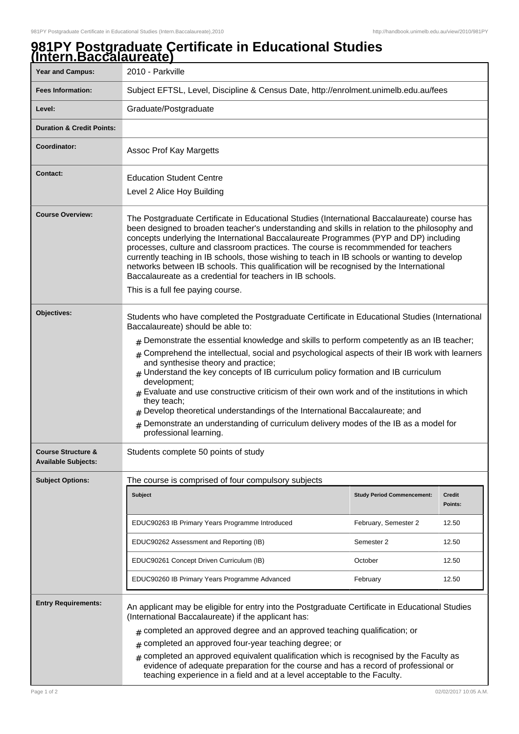# 981PY Postgraduate Certificate in Educational Studies (Intern.Baccalaureate)

| | |
|---|---|
| **Year and Campus:** | 2010 - Parkville |
| **Fees Information:** | Subject EFTSL, Level, Discipline & Census Date, http://enrolment.unimelb.edu.au/fees |
| **Level:** | Graduate/Postgraduate |
| **Duration & Credit Points:** | |
| **Coordinator:** | Assoc Prof Kay Margetts |
| **Contact:** | Education Student Centre<br>Level 2 Alice Hoy Building |
| **Course Overview:** | The Postgraduate Certificate in Educational Studies (International Baccalaureate) course has been designed to broaden teacher's understanding and skills in relation to the philosophy and concepts underlying the International Baccalaureate Programmes (PYP and DP) including processes, culture and classroom practices. The course is recommmended for teachers currently teaching in IB schools, those wishing to teach in IB schools or wanting to develop networks between IB schools. This qualification will be recognised by the International Baccalaureate as a credential for teachers in IB schools.<br>This is a full fee paying course. |
| **Objectives:** | Students who have completed the Postgraduate Certificate in Educational Studies (International Baccalaureate) should be able to:<br># Demonstrate the essential knowledge and skills to perform competently as an IB teacher;<br># Comprehend the intellectual, social and psychological aspects of their IB work with learners and synthesise theory and practice;<br># Understand the key concepts of IB curriculum policy formation and IB curriculum development;<br># Evaluate and use constructive criticism of their own work and of the institutions in which they teach;<br># Develop theoretical understandings of the International Baccalaureate; and<br># Demonstrate an understanding of curriculum delivery modes of the IB as a model for professional learning. |
| **Course Structure & Available Subjects:** | Students complete 50 points of study |
| **Subject Options:** | The course is comprised of four compulsory subjects |

| Subject | Study Period Commencement: | Credit Points: |
|---|---|---|
| EDUC90263 IB Primary Years Programme Introduced | February, Semester 2 | 12.50 |
| EDUC90262 Assessment and Reporting (IB) | Semester 2 | 12.50 |
| EDUC90261 Concept Driven Curriculum (IB) | October | 12.50 |
| EDUC90260 IB Primary Years Programme Advanced | February | 12.50 |

| | |
|---|---|
| **Entry Requirements:** | An applicant may be eligible for entry into the Postgraduate Certificate in Educational Studies (International Baccalaureate) if the applicant has:<br># completed an approved degree and an approved teaching qualification; or<br># completed an approved four-year teaching degree; or<br># completed an approved equivalent qualification which is recognised by the Faculty as evidence of adequate preparation for the course and has a record of professional or teaching experience in a field and at a level acceptable to the Faculty. |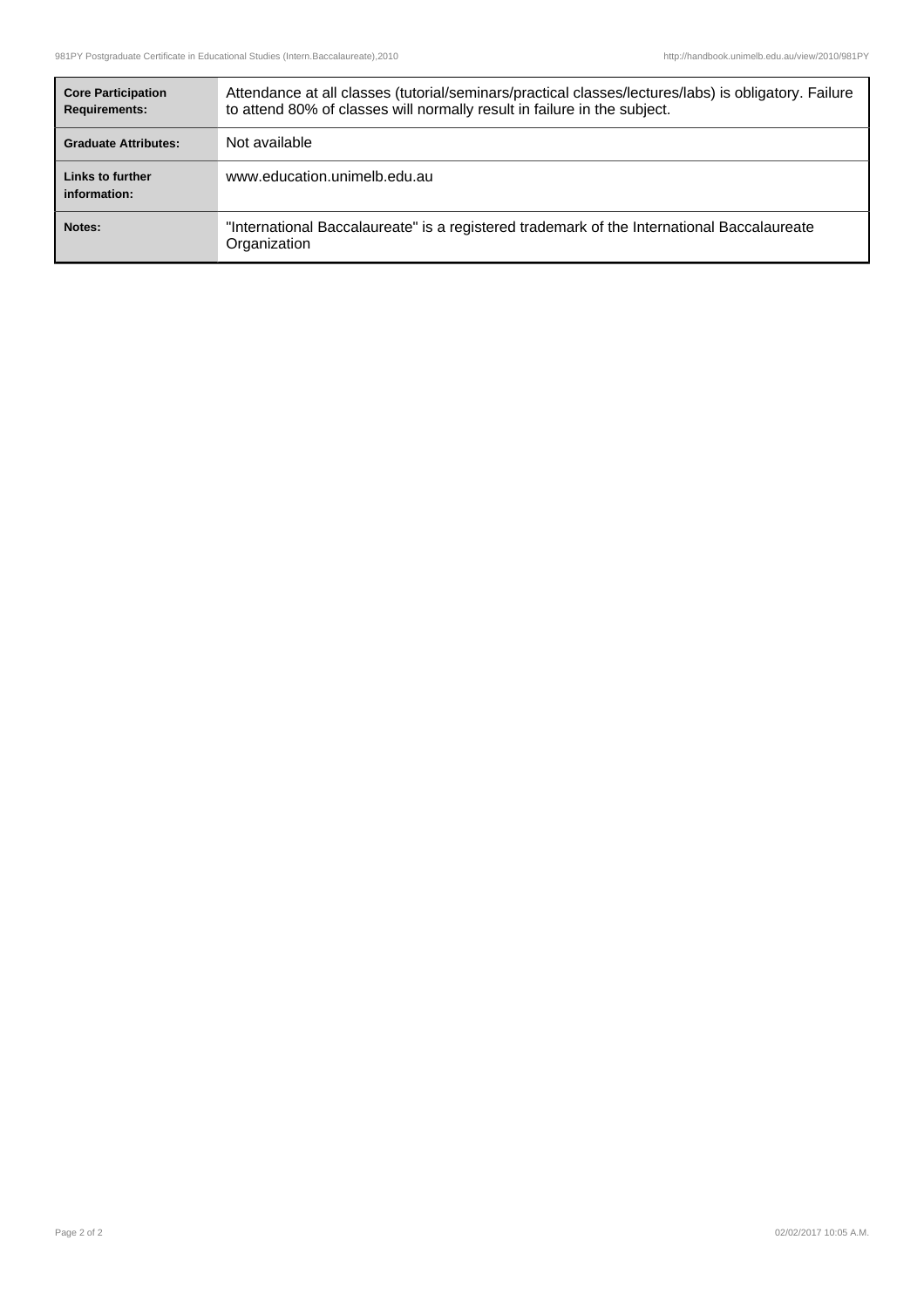| | |
|---|---|
| **Core Participation Requirements:** | Attendance at all classes (tutorial/seminars/practical classes/lectures/labs) is obligatory. Failure to attend 80% of classes will normally result in failure in the subject. |
| **Graduate Attributes:** | Not available |
| **Links to further information:** | www.education.unimelb.edu.au |
| **Notes:** | "International Baccalaureate" is a registered trademark of the International Baccalaureate Organization |